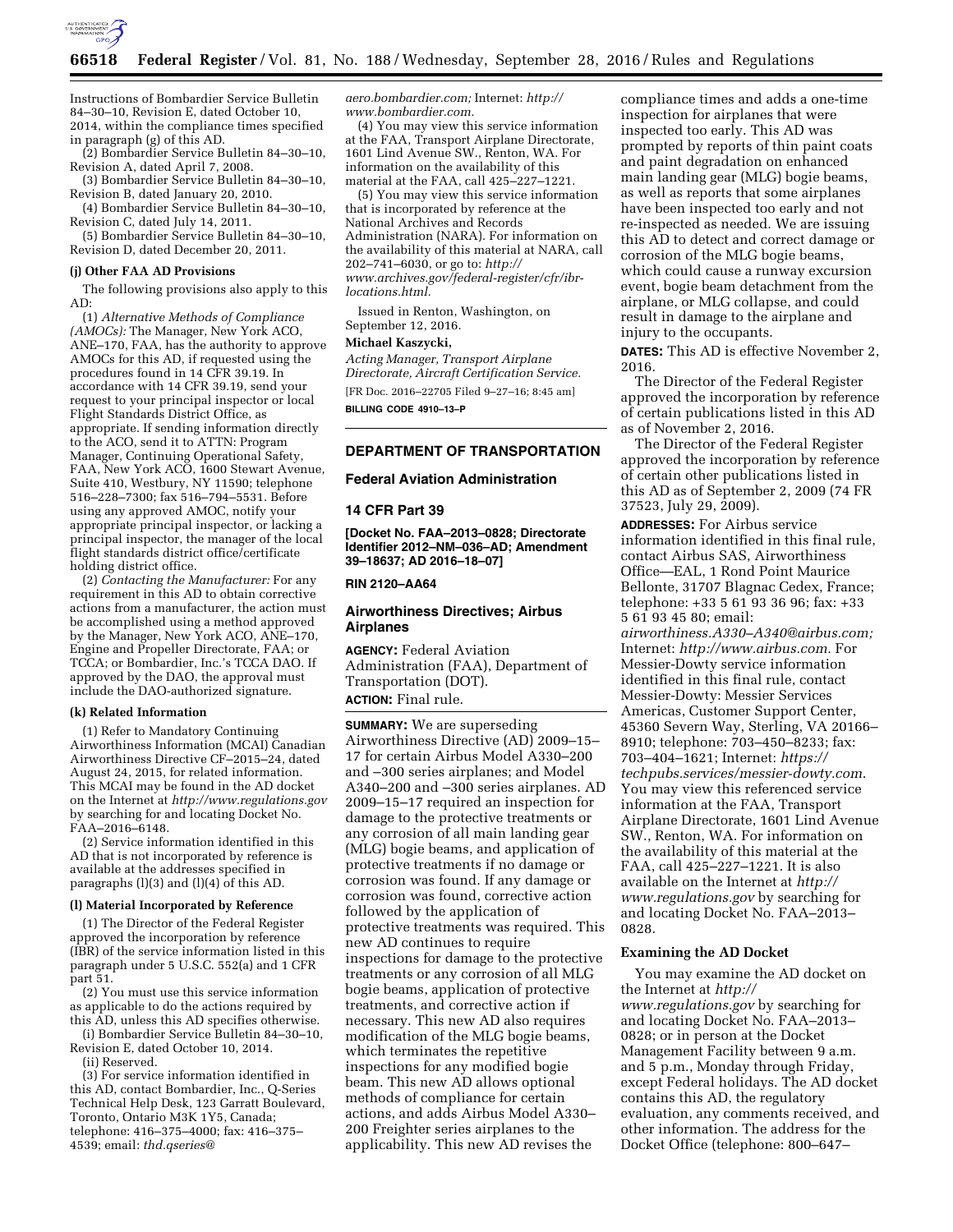Instructions of Bombardier Service Bulletin 84–30–10, Revision E, dated October 10, 2014, within the compliance times specified in paragraph (g) of this AD.

(2) Bombardier Service Bulletin 84–30–10, Revision A, dated April 7, 2008.

(3) Bombardier Service Bulletin 84–30–10, Revision B, dated January 20, 2010.

(4) Bombardier Service Bulletin 84–30–10, Revision C, dated July 14, 2011.

(5) Bombardier Service Bulletin 84–30–10, Revision D, dated December 20, 2011.

**(j) Other FAA AD Provisions**

The following provisions also apply to this AD:

(1) *Alternative Methods of Compliance (AMOCs):* The Manager, New York ACO, ANE–170, FAA, has the authority to approve AMOCs for this AD, if requested using the procedures found in 14 CFR 39.19. In accordance with 14 CFR 39.19, send your request to your principal inspector or local Flight Standards District Office, as appropriate. If sending information directly to the ACO, send it to ATTN: Program Manager, Continuing Operational Safety, FAA, New York ACO, 1600 Stewart Avenue, Suite 410, Westbury, NY 11590; telephone 516–228–7300; fax 516–794–5531. Before using any approved AMOC, notify your appropriate principal inspector, or lacking a principal inspector, the manager of the local flight standards district office/certificate holding district office.

(2) *Contacting the Manufacturer:* For any requirement in this AD to obtain corrective actions from a manufacturer, the action must be accomplished using a method approved by the Manager, New York ACO, ANE–170, Engine and Propeller Directorate, FAA; or TCCA; or Bombardier, Inc.'s TCCA DAO. If approved by the DAO, the approval must include the DAO-authorized signature.

**(k) Related Information**

(1) Refer to Mandatory Continuing Airworthiness Information (MCAI) Canadian Airworthiness Directive CF–2015–24, dated August 24, 2015, for related information. This MCAI may be found in the AD docket on the Internet at *http://www.regulations.gov* by searching for and locating Docket No. FAA–2016–6148.

(2) Service information identified in this AD that is not incorporated by reference is available at the addresses specified in paragraphs (l)(3) and (l)(4) of this AD.

**(l) Material Incorporated by Reference**

(1) The Director of the Federal Register approved the incorporation by reference (IBR) of the service information listed in this paragraph under 5 U.S.C. 552(a) and 1 CFR part 51.

(2) You must use this service information as applicable to do the actions required by this AD, unless this AD specifies otherwise.

(i) Bombardier Service Bulletin 84–30–10, Revision E, dated October 10, 2014.

(ii) Reserved.

(3) For service information identified in this AD, contact Bombardier, Inc., Q-Series Technical Help Desk, 123 Garratt Boulevard, Toronto, Ontario M3K 1Y5, Canada; telephone: 416–375–4000; fax: 416–375–4539; email: *thd.qseries@aero.bombardier.com;* Internet: *http://www.bombardier.com.*

(4) You may view this service information at the FAA, Transport Airplane Directorate, 1601 Lind Avenue SW., Renton, WA. For information on the availability of this material at the FAA, call 425–227–1221.

(5) You may view this service information that is incorporated by reference at the National Archives and Records Administration (NARA). For information on the availability of this material at NARA, call 202–741–6030, or go to: *http://www.archives.gov/federal-register/cfr/ibr-locations.html.*

Issued in Renton, Washington, on September 12, 2016.

**Michael Kaszycki,**

*Acting Manager, Transport Airplane Directorate, Aircraft Certification Service.*

[FR Doc. 2016–22705 Filed 9–27–16; 8:45 am]

**BILLING CODE 4910–13–P**

---

## DEPARTMENT OF TRANSPORTATION

### Federal Aviation Administration

### 14 CFR Part 39

**[Docket No. FAA–2013–0828; Directorate Identifier 2012–NM–036–AD; Amendment 39–18637; AD 2016–18–07]**

**RIN 2120–AA64**

## Airworthiness Directives; Airbus Airplanes

**AGENCY:** Federal Aviation Administration (FAA), Department of Transportation (DOT).

**ACTION:** Final rule.

**SUMMARY:** We are superseding Airworthiness Directive (AD) 2009–15–17 for certain Airbus Model A330–200 and –300 series airplanes; and Model A340–200 and –300 series airplanes. AD 2009–15–17 required an inspection for damage to the protective treatments or any corrosion of all main landing gear (MLG) bogie beams, and application of protective treatments if no damage or corrosion was found. If any damage or corrosion was found, corrective action followed by the application of protective treatments was required. This new AD continues to require inspections for damage to the protective treatments or any corrosion of all MLG bogie beams, application of protective treatments, and corrective action if necessary. This new AD also requires modification of the MLG bogie beams, which terminates the repetitive inspections for any modified bogie beam. This new AD allows optional methods of compliance for certain actions, and adds Airbus Model A330–200 Freighter series airplanes to the applicability. This new AD revises the compliance times and adds a one-time inspection for airplanes that were inspected too early. This AD was prompted by reports of thin paint coats and paint degradation on enhanced main landing gear (MLG) bogie beams, as well as reports that some airplanes have been inspected too early and not re-inspected as needed. We are issuing this AD to detect and correct damage or corrosion of the MLG bogie beams, which could cause a runway excursion event, bogie beam detachment from the airplane, or MLG collapse, and could result in damage to the airplane and injury to the occupants.

**DATES:** This AD is effective November 2, 2016.

The Director of the Federal Register approved the incorporation by reference of certain publications listed in this AD as of November 2, 2016.

The Director of the Federal Register approved the incorporation by reference of certain other publications listed in this AD as of September 2, 2009 (74 FR 37523, July 29, 2009).

**ADDRESSES:** For Airbus service information identified in this final rule, contact Airbus SAS, Airworthiness Office—EAL, 1 Rond Point Maurice Bellonte, 31707 Blagnac Cedex, France; telephone: +33 5 61 93 36 96; fax: +33 5 61 93 45 80; email: *airworthiness.A330–A340@airbus.com;* Internet: *http://www.airbus.com.* For Messier-Dowty service information identified in this final rule, contact Messier-Dowty: Messier Services Americas, Customer Support Center, 45360 Severn Way, Sterling, VA 20166–8910; telephone: 703–450–8233; fax: 703–404–1621; Internet: *https://techpubs.services/messier-dowty.com.* You may view this referenced service information at the FAA, Transport Airplane Directorate, 1601 Lind Avenue SW., Renton, WA. For information on the availability of this material at the FAA, call 425–227–1221. It is also available on the Internet at *http://www.regulations.gov* by searching for and locating Docket No. FAA–2013–0828.

### Examining the AD Docket

You may examine the AD docket on the Internet at *http://www.regulations.gov* by searching for and locating Docket No. FAA–2013–0828; or in person at the Docket Management Facility between 9 a.m. and 5 p.m., Monday through Friday, except Federal holidays. The AD docket contains this AD, the regulatory evaluation, any comments received, and other information. The address for the Docket Office (telephone: 800–647–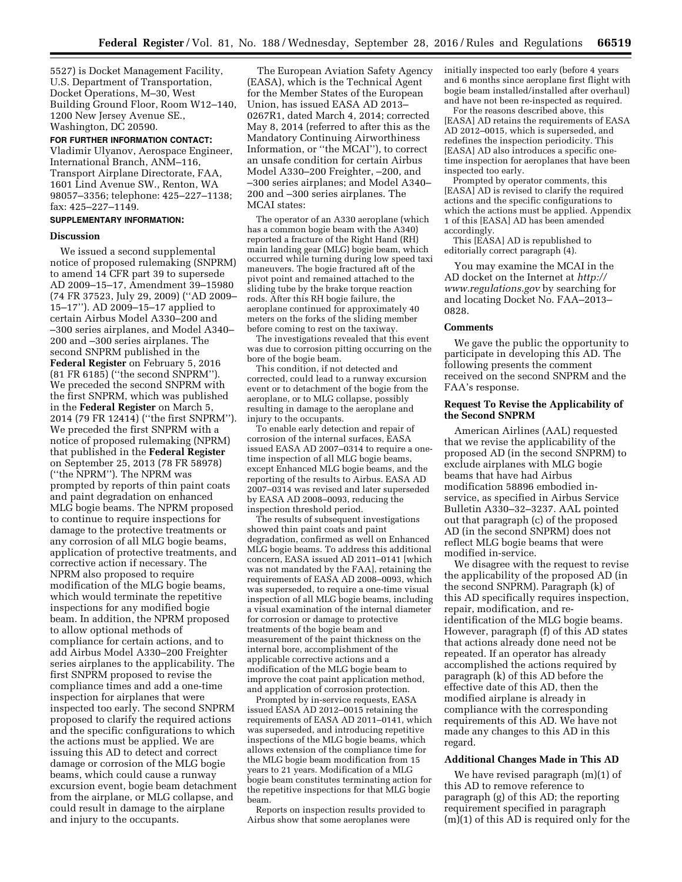5527) is Docket Management Facility, U.S. Department of Transportation, Docket Operations, M–30, West Building Ground Floor, Room W12–140, 1200 New Jersey Avenue SE., Washington, DC 20590.

**FOR FURTHER INFORMATION CONTACT:** Vladimir Ulyanov, Aerospace Engineer, International Branch, ANM–116, Transport Airplane Directorate, FAA, 1601 Lind Avenue SW., Renton, WA 98057–3356; telephone: 425–227–1138; fax: 425–227–1149.

**SUPPLEMENTARY INFORMATION:**

## Discussion

We issued a second supplemental notice of proposed rulemaking (SNPRM) to amend 14 CFR part 39 to supersede AD 2009–15–17, Amendment 39–15980 (74 FR 37523, July 29, 2009) (''AD 2009–15–17''). AD 2009–15–17 applied to certain Airbus Model A330–200 and –300 series airplanes, and Model A340–200 and –300 series airplanes. The second SNPRM published in the **Federal Register** on February 5, 2016 (81 FR 6185) (''the second SNPRM''). We preceded the second SNPRM with the first SNPRM, which was published in the **Federal Register** on March 5, 2014 (79 FR 12414) (''the first SNPRM''). We preceded the first SNPRM with a notice of proposed rulemaking (NPRM) that published in the **Federal Register** on September 25, 2013 (78 FR 58978) (''the NPRM''). The NPRM was prompted by reports of thin paint coats and paint degradation on enhanced MLG bogie beams. The NPRM proposed to continue to require inspections for damage to the protective treatments or any corrosion of all MLG bogie beams, application of protective treatments, and corrective action if necessary. The NPRM also proposed to require modification of the MLG bogie beams, which would terminate the repetitive inspections for any modified bogie beam. In addition, the NPRM proposed to allow optional methods of compliance for certain actions, and to add Airbus Model A330–200 Freighter series airplanes to the applicability. The first SNPRM proposed to revise the compliance times and add a one-time inspection for airplanes that were inspected too early. The second SNPRM proposed to clarify the required actions and the specific configurations to which the actions must be applied. We are issuing this AD to detect and correct damage or corrosion of the MLG bogie beams, which could cause a runway excursion event, bogie beam detachment from the airplane, or MLG collapse, and could result in damage to the airplane and injury to the occupants.

The European Aviation Safety Agency (EASA), which is the Technical Agent for the Member States of the European Union, has issued EASA AD 2013–0267R1, dated March 4, 2014; corrected May 8, 2014 (referred to after this as the Mandatory Continuing Airworthiness Information, or ''the MCAI''), to correct an unsafe condition for certain Airbus Model A330–200 Freighter, –200, and –300 series airplanes; and Model A340–200 and –300 series airplanes. The MCAI states:

> The operator of an A330 aeroplane (which has a common bogie beam with the A340) reported a fracture of the Right Hand (RH) main landing gear (MLG) bogie beam, which occurred while turning during low speed taxi maneuvers. The bogie fractured aft of the pivot point and remained attached to the sliding tube by the brake torque reaction rods. After this RH bogie failure, the aeroplane continued for approximately 40 meters on the forks of the sliding member before coming to rest on the taxiway.
>
> The investigations revealed that this event was due to corrosion pitting occurring on the bore of the bogie beam.
>
> This condition, if not detected and corrected, could lead to a runway excursion event or to detachment of the bogie from the aeroplane, or to MLG collapse, possibly resulting in damage to the aeroplane and injury to the occupants.
>
> To enable early detection and repair of corrosion of the internal surfaces, EASA issued EASA AD 2007–0314 to require a one-time inspection of all MLG bogie beams, except Enhanced MLG bogie beams, and the reporting of the results to Airbus. EASA AD 2007–0314 was revised and later superseded by EASA AD 2008–0093, reducing the inspection threshold period.
>
> The results of subsequent investigations showed thin paint coats and paint degradation, confirmed as well on Enhanced MLG bogie beams. To address this additional concern, EASA issued AD 2011–0141 [which was not mandated by the FAA], retaining the requirements of EASA AD 2008–0093, which was superseded, to require a one-time visual inspection of all MLG bogie beams, including a visual examination of the internal diameter for corrosion or damage to protective treatments of the bogie beam and measurement of the paint thickness on the internal bore, accomplishment of the applicable corrective actions and a modification of the MLG bogie beam to improve the coat paint application method, and application of corrosion protection.
>
> Prompted by in-service requests, EASA issued EASA AD 2012–0015 retaining the requirements of EASA AD 2011–0141, which was superseded, and introducing repetitive inspections of the MLG bogie beams, which allows extension of the compliance time for the MLG bogie beam modification from 15 years to 21 years. Modification of a MLG bogie beam constitutes terminating action for the repetitive inspections for that MLG bogie beam.
>
> Reports on inspection results provided to Airbus show that some aeroplanes were initially inspected too early (before 4 years and 6 months since aeroplane first flight with bogie beam installed/installed after overhaul) and have not been re-inspected as required.
>
> For the reasons described above, this [EASA] AD retains the requirements of EASA AD 2012–0015, which is superseded, and redefines the inspection periodicity. This [EASA] AD also introduces a specific one-time inspection for aeroplanes that have been inspected too early.
>
> Prompted by operator comments, this [EASA] AD is revised to clarify the required actions and the specific configurations to which the actions must be applied. Appendix 1 of this [EASA] AD has been amended accordingly.
>
> This [EASA] AD is republished to editorially correct paragraph (4).

You may examine the MCAI in the AD docket on the Internet at *http://www.regulations.gov* by searching for and locating Docket No. FAA–2013–0828.

## Comments

We gave the public the opportunity to participate in developing this AD. The following presents the comment received on the second SNPRM and the FAA's response.

### Request To Revise the Applicability of the Second SNPRM

American Airlines (AAL) requested that we revise the applicability of the proposed AD (in the second SNPRM) to exclude airplanes with MLG bogie beams that have had Airbus modification 58896 embodied in-service, as specified in Airbus Service Bulletin A330–32–3237. AAL pointed out that paragraph (c) of the proposed AD (in the second SNPRM) does not reflect MLG bogie beams that were modified in-service.

We disagree with the request to revise the applicability of the proposed AD (in the second SNPRM). Paragraph (k) of this AD specifically requires inspection, repair, modification, and re-identification of the MLG bogie beams. However, paragraph (f) of this AD states that actions already done need not be repeated. If an operator has already accomplished the actions required by paragraph (k) of this AD before the effective date of this AD, then the modified airplane is already in compliance with the corresponding requirements of this AD. We have not made any changes to this AD in this regard.

### Additional Changes Made in This AD

We have revised paragraph (m)(1) of this AD to remove reference to paragraph (g) of this AD; the reporting requirement specified in paragraph (m)(1) of this AD is required only for the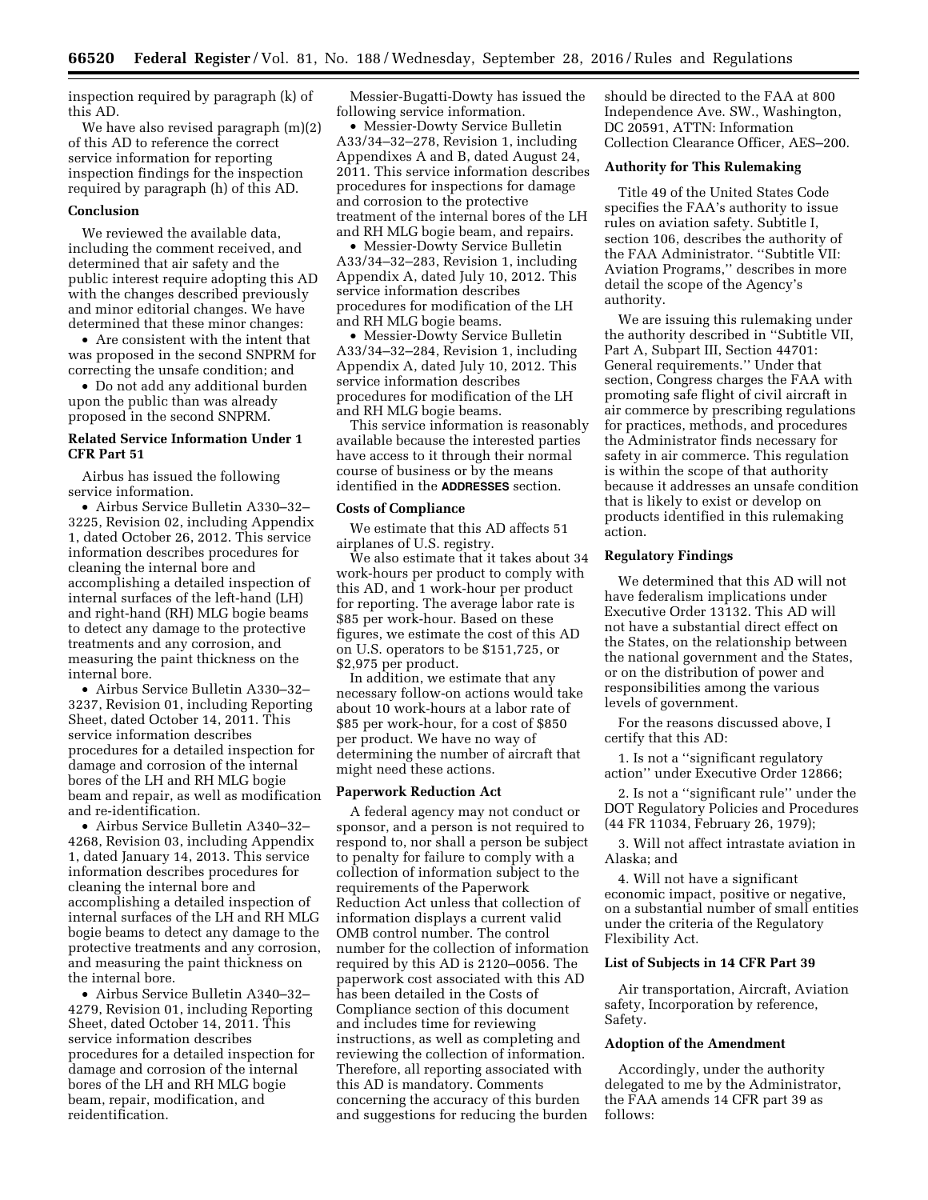inspection required by paragraph (k) of this AD.

We have also revised paragraph (m)(2) of this AD to reference the correct service information for reporting inspection findings for the inspection required by paragraph (h) of this AD.

### Conclusion

We reviewed the available data, including the comment received, and determined that air safety and the public interest require adopting this AD with the changes described previously and minor editorial changes. We have determined that these minor changes:

- Are consistent with the intent that was proposed in the second SNPRM for correcting the unsafe condition; and
- Do not add any additional burden upon the public than was already proposed in the second SNPRM.

### Related Service Information Under 1 CFR Part 51

Airbus has issued the following service information.

- Airbus Service Bulletin A330–32–3225, Revision 02, including Appendix 1, dated October 26, 2012. This service information describes procedures for cleaning the internal bore and accomplishing a detailed inspection of internal surfaces of the left-hand (LH) and right-hand (RH) MLG bogie beams to detect any damage to the protective treatments and any corrosion, and measuring the paint thickness on the internal bore.
- Airbus Service Bulletin A330–32–3237, Revision 01, including Reporting Sheet, dated October 14, 2011. This service information describes procedures for a detailed inspection for damage and corrosion of the internal bores of the LH and RH MLG bogie beam and repair, as well as modification and re-identification.
- Airbus Service Bulletin A340–32–4268, Revision 03, including Appendix 1, dated January 14, 2013. This service information describes procedures for cleaning the internal bore and accomplishing a detailed inspection of internal surfaces of the LH and RH MLG bogie beams to detect any damage to the protective treatments and any corrosion, and measuring the paint thickness on the internal bore.
- Airbus Service Bulletin A340–32–4279, Revision 01, including Reporting Sheet, dated October 14, 2011. This service information describes procedures for a detailed inspection for damage and corrosion of the internal bores of the LH and RH MLG bogie beam, repair, modification, and reidentification.

Messier-Bugatti-Dowty has issued the following service information.

- Messier-Dowty Service Bulletin A33/34–32–278, Revision 1, including Appendixes A and B, dated August 24, 2011. This service information describes procedures for inspections for damage and corrosion to the protective treatment of the internal bores of the LH and RH MLG bogie beam, and repairs.
- Messier-Dowty Service Bulletin A33/34–32–283, Revision 1, including Appendix A, dated July 10, 2012. This service information describes procedures for modification of the LH and RH MLG bogie beams.
- Messier-Dowty Service Bulletin A33/34–32–284, Revision 1, including Appendix A, dated July 10, 2012. This service information describes procedures for modification of the LH and RH MLG bogie beams.

This service information is reasonably available because the interested parties have access to it through their normal course of business or by the means identified in the **ADDRESSES** section.

### Costs of Compliance

We estimate that this AD affects 51 airplanes of U.S. registry.

We also estimate that it takes about 34 work-hours per product to comply with this AD, and 1 work-hour per product for reporting. The average labor rate is $85 per work-hour. Based on these figures, we estimate the cost of this AD on U.S. operators to be $151,725, or $2,975 per product.

In addition, we estimate that any necessary follow-on actions would take about 10 work-hours at a labor rate of $85 per work-hour, for a cost of $850 per product. We have no way of determining the number of aircraft that might need these actions.

### Paperwork Reduction Act

A federal agency may not conduct or sponsor, and a person is not required to respond to, nor shall a person be subject to penalty for failure to comply with a collection of information subject to the requirements of the Paperwork Reduction Act unless that collection of information displays a current valid OMB control number. The control number for the collection of information required by this AD is 2120–0056. The paperwork cost associated with this AD has been detailed in the Costs of Compliance section of this document and includes time for reviewing instructions, as well as completing and reviewing the collection of information. Therefore, all reporting associated with this AD is mandatory. Comments concerning the accuracy of this burden and suggestions for reducing the burden should be directed to the FAA at 800 Independence Ave. SW., Washington, DC 20591, ATTN: Information Collection Clearance Officer, AES–200.

### Authority for This Rulemaking

Title 49 of the United States Code specifies the FAA's authority to issue rules on aviation safety. Subtitle I, section 106, describes the authority of the FAA Administrator. ''Subtitle VII: Aviation Programs,'' describes in more detail the scope of the Agency's authority.

We are issuing this rulemaking under the authority described in ''Subtitle VII, Part A, Subpart III, Section 44701: General requirements.'' Under that section, Congress charges the FAA with promoting safe flight of civil aircraft in air commerce by prescribing regulations for practices, methods, and procedures the Administrator finds necessary for safety in air commerce. This regulation is within the scope of that authority because it addresses an unsafe condition that is likely to exist or develop on products identified in this rulemaking action.

### Regulatory Findings

We determined that this AD will not have federalism implications under Executive Order 13132. This AD will not have a substantial direct effect on the States, on the relationship between the national government and the States, or on the distribution of power and responsibilities among the various levels of government.

For the reasons discussed above, I certify that this AD:

1. Is not a ''significant regulatory action'' under Executive Order 12866;
2. Is not a ''significant rule'' under the DOT Regulatory Policies and Procedures (44 FR 11034, February 26, 1979);
3. Will not affect intrastate aviation in Alaska; and
4. Will not have a significant economic impact, positive or negative, on a substantial number of small entities under the criteria of the Regulatory Flexibility Act.

### List of Subjects in 14 CFR Part 39

Air transportation, Aircraft, Aviation safety, Incorporation by reference, Safety.

### Adoption of the Amendment

Accordingly, under the authority delegated to me by the Administrator, the FAA amends 14 CFR part 39 as follows: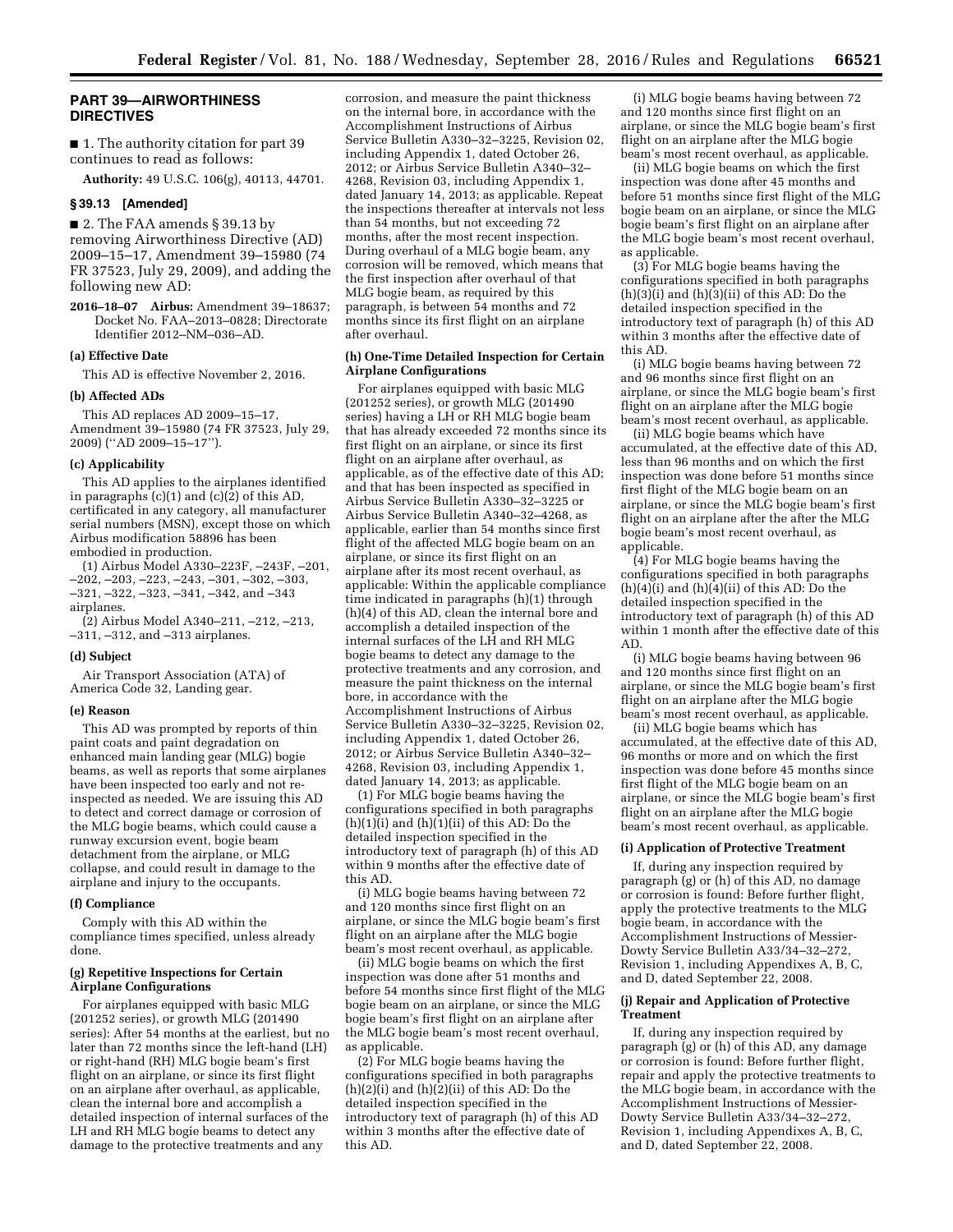## PART 39—AIRWORTHINESS DIRECTIVES

■ 1. The authority citation for part 39 continues to read as follows:

**Authority:** 49 U.S.C. 106(g), 40113, 44701.

### § 39.13 [Amended]

■ 2. The FAA amends § 39.13 by removing Airworthiness Directive (AD) 2009–15–17, Amendment 39–15980 (74 FR 37523, July 29, 2009), and adding the following new AD:

**2016–18–07 Airbus:** Amendment 39–18637; Docket No. FAA–2013–0828; Directorate Identifier 2012–NM–036–AD.

#### (a) Effective Date

This AD is effective November 2, 2016.

#### (b) Affected ADs

This AD replaces AD 2009–15–17, Amendment 39–15980 (74 FR 37523, July 29, 2009) (''AD 2009–15–17'').

#### (c) Applicability

This AD applies to the airplanes identified in paragraphs (c)(1) and (c)(2) of this AD, certificated in any category, all manufacturer serial numbers (MSN), except those on which Airbus modification 58896 has been embodied in production.

(1) Airbus Model A330–223F, –243F, –201, –202, –203, –223, –243, –301, –302, –303, –321, –322, –323, –341, –342, and –343 airplanes.

(2) Airbus Model A340–211, –212, –213, –311, –312, and –313 airplanes.

#### (d) Subject

Air Transport Association (ATA) of America Code 32, Landing gear.

#### (e) Reason

This AD was prompted by reports of thin paint coats and paint degradation on enhanced main landing gear (MLG) bogie beams, as well as reports that some airplanes have been inspected too early and not re-inspected as needed. We are issuing this AD to detect and correct damage or corrosion of the MLG bogie beams, which could cause a runway excursion event, bogie beam detachment from the airplane, or MLG collapse, and could result in damage to the airplane and injury to the occupants.

#### (f) Compliance

Comply with this AD within the compliance times specified, unless already done.

#### (g) Repetitive Inspections for Certain Airplane Configurations

For airplanes equipped with basic MLG (201252 series), or growth MLG (201490 series): After 54 months at the earliest, but no later than 72 months since the left-hand (LH) or right-hand (RH) MLG bogie beam's first flight on an airplane, or since its first flight on an airplane after overhaul, as applicable, clean the internal bore and accomplish a detailed inspection of internal surfaces of the LH and RH MLG bogie beams to detect any damage to the protective treatments and any corrosion, and measure the paint thickness on the internal bore, in accordance with the Accomplishment Instructions of Airbus Service Bulletin A330–32–3225, Revision 02, including Appendix 1, dated October 26, 2012; or Airbus Service Bulletin A340–32–4268, Revision 03, including Appendix 1, dated January 14, 2013; as applicable. Repeat the inspections thereafter at intervals not less than 54 months, but not exceeding 72 months, after the most recent inspection. During overhaul of a MLG bogie beam, any corrosion will be removed, which means that the first inspection after overhaul of that MLG bogie beam, as required by this paragraph, is between 54 months and 72 months since its first flight on an airplane after overhaul.

#### (h) One-Time Detailed Inspection for Certain Airplane Configurations

For airplanes equipped with basic MLG (201252 series), or growth MLG (201490 series) having a LH or RH MLG bogie beam that has already exceeded 72 months since its first flight on an airplane, or since its first flight on an airplane after overhaul, as applicable, as of the effective date of this AD; and that has been inspected as specified in Airbus Service Bulletin A330–32–3225 or Airbus Service Bulletin A340–32–4268, as applicable, earlier than 54 months since first flight of the affected MLG bogie beam on an airplane, or since its first flight on an airplane after its most recent overhaul, as applicable: Within the applicable compliance time indicated in paragraphs (h)(1) through (h)(4) of this AD, clean the internal bore and accomplish a detailed inspection of the internal surfaces of the LH and RH MLG bogie beams to detect any damage to the protective treatments and any corrosion, and measure the paint thickness on the internal bore, in accordance with the Accomplishment Instructions of Airbus Service Bulletin A330–32–3225, Revision 02, including Appendix 1, dated October 26, 2012; or Airbus Service Bulletin A340–32–4268, Revision 03, including Appendix 1, dated January 14, 2013; as applicable.

(1) For MLG bogie beams having the configurations specified in both paragraphs (h)(1)(i) and (h)(1)(ii) of this AD: Do the detailed inspection specified in the introductory text of paragraph (h) of this AD within 9 months after the effective date of this AD.

(i) MLG bogie beams having between 72 and 120 months since first flight on an airplane, or since the MLG bogie beam's first flight on an airplane after the MLG bogie beam's most recent overhaul, as applicable.

(ii) MLG bogie beams on which the first inspection was done after 51 months and before 54 months since first flight of the MLG bogie beam on an airplane, or since the MLG bogie beam's first flight on an airplane after the MLG bogie beam's most recent overhaul, as applicable.

(2) For MLG bogie beams having the configurations specified in both paragraphs (h)(2)(i) and (h)(2)(ii) of this AD: Do the detailed inspection specified in the introductory text of paragraph (h) of this AD within 3 months after the effective date of this AD.

(i) MLG bogie beams having between 72 and 120 months since first flight on an airplane, or since the MLG bogie beam's first flight on an airplane after the MLG bogie beam's most recent overhaul, as applicable.

(ii) MLG bogie beams on which the first inspection was done after 45 months and before 51 months since first flight of the MLG bogie beam on an airplane, or since the MLG bogie beam's first flight on an airplane after the MLG bogie beam's most recent overhaul, as applicable.

(3) For MLG bogie beams having the configurations specified in both paragraphs (h)(3)(i) and (h)(3)(ii) of this AD: Do the detailed inspection specified in the introductory text of paragraph (h) of this AD within 3 months after the effective date of this AD.

(i) MLG bogie beams having between 72 and 96 months since first flight on an airplane, or since the MLG bogie beam's first flight on an airplane after the MLG bogie beam's most recent overhaul, as applicable.

(ii) MLG bogie beams which have accumulated, at the effective date of this AD, less than 96 months and on which the first inspection was done before 51 months since first flight of the MLG bogie beam on an airplane, or since the MLG bogie beam's first flight on an airplane after the after the MLG bogie beam's most recent overhaul, as applicable.

(4) For MLG bogie beams having the configurations specified in both paragraphs (h)(4)(i) and (h)(4)(ii) of this AD: Do the detailed inspection specified in the introductory text of paragraph (h) of this AD within 1 month after the effective date of this AD.

(i) MLG bogie beams having between 96 and 120 months since first flight on an airplane, or since the MLG bogie beam's first flight on an airplane after the MLG bogie beam's most recent overhaul, as applicable.

(ii) MLG bogie beams which has accumulated, at the effective date of this AD, 96 months or more and on which the first inspection was done before 45 months since first flight of the MLG bogie beam on an airplane, or since the MLG bogie beam's first flight on an airplane after the MLG bogie beam's most recent overhaul, as applicable.

#### (i) Application of Protective Treatment

If, during any inspection required by paragraph (g) or (h) of this AD, no damage or corrosion is found: Before further flight, apply the protective treatments to the MLG bogie beam, in accordance with the Accomplishment Instructions of Messier-Dowty Service Bulletin A33/34–32–272, Revision 1, including Appendixes A, B, C, and D, dated September 22, 2008.

#### (j) Repair and Application of Protective Treatment

If, during any inspection required by paragraph (g) or (h) of this AD, any damage or corrosion is found: Before further flight, repair and apply the protective treatments to the MLG bogie beam, in accordance with the Accomplishment Instructions of Messier-Dowty Service Bulletin A33/34–32–272, Revision 1, including Appendixes A, B, C, and D, dated September 22, 2008.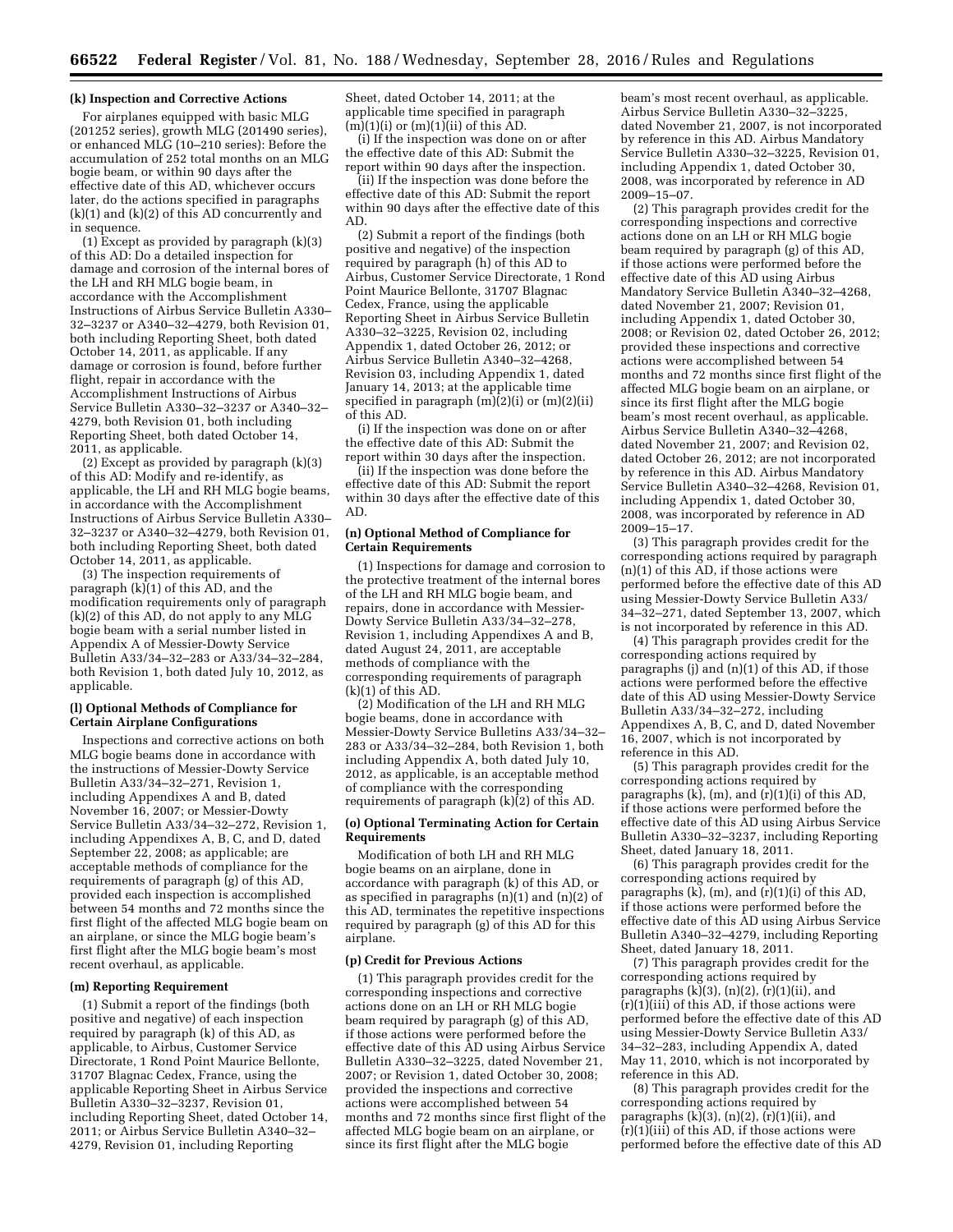### (k) Inspection and Corrective Actions

For airplanes equipped with basic MLG (201252 series), growth MLG (201490 series), or enhanced MLG (10–210 series): Before the accumulation of 252 total months on an MLG bogie beam, or within 90 days after the effective date of this AD, whichever occurs later, do the actions specified in paragraphs (k)(1) and (k)(2) of this AD concurrently and in sequence.

(1) Except as provided by paragraph (k)(3) of this AD: Do a detailed inspection for damage and corrosion of the internal bores of the LH and RH MLG bogie beam, in accordance with the Accomplishment Instructions of Airbus Service Bulletin A330–32–3237 or A340–32–4279, both Revision 01, both including Reporting Sheet, both dated October 14, 2011, as applicable. If any damage or corrosion is found, before further flight, repair in accordance with the Accomplishment Instructions of Airbus Service Bulletin A330–32–3237 or A340–32–4279, both Revision 01, both including Reporting Sheet, both dated October 14, 2011, as applicable.

(2) Except as provided by paragraph (k)(3) of this AD: Modify and re-identify, as applicable, the LH and RH MLG bogie beams, in accordance with the Accomplishment Instructions of Airbus Service Bulletin A330–32–3237 or A340–32–4279, both Revision 01, both including Reporting Sheet, both dated October 14, 2011, as applicable.

(3) The inspection requirements of paragraph (k)(1) of this AD, and the modification requirements only of paragraph (k)(2) of this AD, do not apply to any MLG bogie beam with a serial number listed in Appendix A of Messier-Dowty Service Bulletin A33/34–32–283 or A33/34–32–284, both Revision 1, both dated July 10, 2012, as applicable.

### (l) Optional Methods of Compliance for Certain Airplane Configurations

Inspections and corrective actions on both MLG bogie beams done in accordance with the instructions of Messier-Dowty Service Bulletin A33/34–32–271, Revision 1, including Appendixes A and B, dated November 16, 2007; or Messier-Dowty Service Bulletin A33/34–32–272, Revision 1, including Appendixes A, B, C, and D, dated September 22, 2008; as applicable; are acceptable methods of compliance for the requirements of paragraph (g) of this AD, provided each inspection is accomplished between 54 months and 72 months since the first flight of the affected MLG bogie beam on an airplane, or since the MLG bogie beam's first flight after the MLG bogie beam's most recent overhaul, as applicable.

### (m) Reporting Requirement

(1) Submit a report of the findings (both positive and negative) of each inspection required by paragraph (k) of this AD, as applicable, to Airbus, Customer Service Directorate, 1 Rond Point Maurice Bellonte, 31707 Blagnac Cedex, France, using the applicable Reporting Sheet in Airbus Service Bulletin A330–32–3237, Revision 01, including Reporting Sheet, dated October 14, 2011; or Airbus Service Bulletin A340–32–4279, Revision 01, including Reporting Sheet, dated October 14, 2011; at the applicable time specified in paragraph (m)(1)(i) or (m)(1)(ii) of this AD.

(i) If the inspection was done on or after the effective date of this AD: Submit the report within 90 days after the inspection.

(ii) If the inspection was done before the effective date of this AD: Submit the report within 90 days after the effective date of this AD.

(2) Submit a report of the findings (both positive and negative) of the inspection required by paragraph (h) of this AD to Airbus, Customer Service Directorate, 1 Rond Point Maurice Bellonte, 31707 Blagnac Cedex, France, using the applicable Reporting Sheet in Airbus Service Bulletin A330–32–3225, Revision 02, including Appendix 1, dated October 26, 2012; or Airbus Service Bulletin A340–32–4268, Revision 03, including Appendix 1, dated January 14, 2013; at the applicable time specified in paragraph (m)(2)(i) or (m)(2)(ii) of this AD.

(i) If the inspection was done on or after the effective date of this AD: Submit the report within 30 days after the inspection.

(ii) If the inspection was done before the effective date of this AD: Submit the report within 30 days after the effective date of this AD.

### (n) Optional Method of Compliance for Certain Requirements

(1) Inspections for damage and corrosion to the protective treatment of the internal bores of the LH and RH MLG bogie beam, and repairs, done in accordance with Messier-Dowty Service Bulletin A33/34–32–278, Revision 1, including Appendixes A and B, dated August 24, 2011, are acceptable methods of compliance with the corresponding requirements of paragraph (k)(1) of this AD.

(2) Modification of the LH and RH MLG bogie beams, done in accordance with Messier-Dowty Service Bulletins A33/34–32–283 or A33/34–32–284, both Revision 1, both including Appendix A, both dated July 10, 2012, as applicable, is an acceptable method of compliance with the corresponding requirements of paragraph (k)(2) of this AD.

### (o) Optional Terminating Action for Certain Requirements

Modification of both LH and RH MLG bogie beams on an airplane, done in accordance with paragraph (k) of this AD, or as specified in paragraphs (n)(1) and (n)(2) of this AD, terminates the repetitive inspections required by paragraph (g) of this AD for this airplane.

### (p) Credit for Previous Actions

(1) This paragraph provides credit for the corresponding inspections and corrective actions done on an LH or RH MLG bogie beam required by paragraph (g) of this AD, if those actions were performed before the effective date of this AD using Airbus Service Bulletin A330–32–3225, dated November 21, 2007; or Revision 1, dated October 30, 2008; provided the inspections and corrective actions were accomplished between 54 months and 72 months since first flight of the affected MLG bogie beam on an airplane, or since its first flight after the MLG bogie beam's most recent overhaul, as applicable. Airbus Service Bulletin A330–32–3225, dated November 21, 2007, is not incorporated by reference in this AD. Airbus Mandatory Service Bulletin A330–32–3225, Revision 01, including Appendix 1, dated October 30, 2008, was incorporated by reference in AD 2009–15–07.

(2) This paragraph provides credit for the corresponding inspections and corrective actions done on an LH or RH MLG bogie beam required by paragraph (g) of this AD, if those actions were performed before the effective date of this AD using Airbus Mandatory Service Bulletin A340–32–4268, dated November 21, 2007; Revision 01, including Appendix 1, dated October 30, 2008; or Revision 02, dated October 26, 2012; provided these inspections and corrective actions were accomplished between 54 months and 72 months since first flight of the affected MLG bogie beam on an airplane, or since its first flight after the MLG bogie beam's most recent overhaul, as applicable. Airbus Service Bulletin A340–32–4268, dated November 21, 2007; and Revision 02, dated October 26, 2012; are not incorporated by reference in this AD. Airbus Mandatory Service Bulletin A340–32–4268, Revision 01, including Appendix 1, dated October 30, 2008, was incorporated by reference in AD 2009–15–17.

(3) This paragraph provides credit for the corresponding actions required by paragraph (n)(1) of this AD, if those actions were performed before the effective date of this AD using Messier-Dowty Service Bulletin A33/34–32–271, dated September 13, 2007, which is not incorporated by reference in this AD.

(4) This paragraph provides credit for the corresponding actions required by paragraphs (j) and (n)(1) of this AD, if those actions were performed before the effective date of this AD using Messier-Dowty Service Bulletin A33/34–32–272, including Appendixes A, B, C, and D, dated November 16, 2007, which is not incorporated by reference in this AD.

(5) This paragraph provides credit for the corresponding actions required by paragraphs (k), (m), and (r)(1)(i) of this AD, if those actions were performed before the effective date of this AD using Airbus Service Bulletin A330–32–3237, including Reporting Sheet, dated January 18, 2011.

(6) This paragraph provides credit for the corresponding actions required by paragraphs (k), (m), and (r)(1)(i) of this AD, if those actions were performed before the effective date of this AD using Airbus Service Bulletin A340–32–4279, including Reporting Sheet, dated January 18, 2011.

(7) This paragraph provides credit for the corresponding actions required by paragraphs (k)(3), (n)(2), (r)(1)(ii), and (r)(1)(iii) of this AD, if those actions were performed before the effective date of this AD using Messier-Dowty Service Bulletin A33/34–32–283, including Appendix A, dated May 11, 2010, which is not incorporated by reference in this AD.

(8) This paragraph provides credit for the corresponding actions required by paragraphs (k)(3), (n)(2), (r)(1)(ii), and (r)(1)(iii) of this AD, if those actions were performed before the effective date of this AD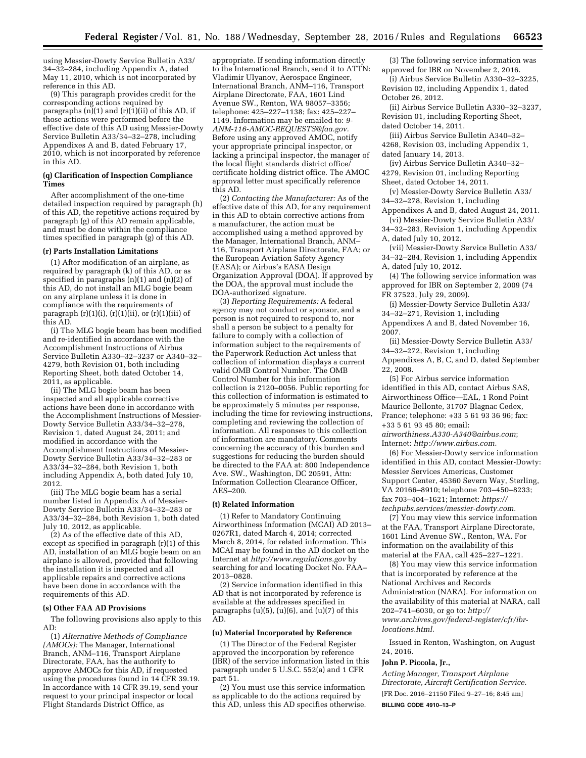using Messier-Dowty Service Bulletin A33/34–32–284, including Appendix A, dated May 11, 2010, which is not incorporated by reference in this AD.

(9) This paragraph provides credit for the corresponding actions required by paragraphs (n)(1) and (r)(1)(ii) of this AD, if those actions were performed before the effective date of this AD using Messier-Dowty Service Bulletin A33/34–32–278, including Appendixes A and B, dated February 17, 2010, which is not incorporated by reference in this AD.

**(q) Clarification of Inspection Compliance Times**

After accomplishment of the one-time detailed inspection required by paragraph (h) of this AD, the repetitive actions required by paragraph (g) of this AD remain applicable, and must be done within the compliance times specified in paragraph (g) of this AD.

**(r) Parts Installation Limitations**

(1) After modification of an airplane, as required by paragraph (k) of this AD, or as specified in paragraphs (n)(1) and (n)(2) of this AD, do not install an MLG bogie beam on any airplane unless it is done in compliance with the requirements of paragraph (r)(1)(i), (r)(1)(ii), or (r)(1)(iii) of this AD.

(i) The MLG bogie beam has been modified and re-identified in accordance with the Accomplishment Instructions of Airbus Service Bulletin A330–32–3237 or A340–32–4279, both Revision 01, both including Reporting Sheet, both dated October 14, 2011, as applicable.

(ii) The MLG bogie beam has been inspected and all applicable corrective actions have been done in accordance with the Accomplishment Instructions of Messier-Dowty Service Bulletin A33/34–32–278, Revision 1, dated August 24, 2011; and modified in accordance with the Accomplishment Instructions of Messier-Dowty Service Bulletin A33/34–32–283 or A33/34–32–284, both Revision 1, both including Appendix A, both dated July 10, 2012.

(iii) The MLG bogie beam has a serial number listed in Appendix A of Messier-Dowty Service Bulletin A33/34–32–283 or A33/34–32–284, both Revision 1, both dated July 10, 2012, as applicable.

(2) As of the effective date of this AD, except as specified in paragraph (r)(1) of this AD, installation of an MLG bogie beam on an airplane is allowed, provided that following the installation it is inspected and all applicable repairs and corrective actions have been done in accordance with the requirements of this AD.

**(s) Other FAA AD Provisions**

The following provisions also apply to this AD:

(1) *Alternative Methods of Compliance (AMOCs):* The Manager, International Branch, ANM–116, Transport Airplane Directorate, FAA, has the authority to approve AMOCs for this AD, if requested using the procedures found in 14 CFR 39.19. In accordance with 14 CFR 39.19, send your request to your principal inspector or local Flight Standards District Office, as appropriate. If sending information directly to the International Branch, send it to ATTN: Vladimir Ulyanov, Aerospace Engineer, International Branch, ANM–116, Transport Airplane Directorate, FAA, 1601 Lind Avenue SW., Renton, WA 98057–3356; telephone: 425–227–1138; fax: 425–227–1149. Information may be emailed to: *9-ANM-116-AMOC-REQUESTS@faa.gov.* Before using any approved AMOC, notify your appropriate principal inspector, or lacking a principal inspector, the manager of the local flight standards district office/certificate holding district office. The AMOC approval letter must specifically reference this AD.

(2) *Contacting the Manufacturer:* As of the effective date of this AD, for any requirement in this AD to obtain corrective actions from a manufacturer, the action must be accomplished using a method approved by the Manager, International Branch, ANM–116, Transport Airplane Directorate, FAA; or the European Aviation Safety Agency (EASA); or Airbus's EASA Design Organization Approval (DOA). If approved by the DOA, the approval must include the DOA-authorized signature.

(3) *Reporting Requirements:* A federal agency may not conduct or sponsor, and a person is not required to respond to, nor shall a person be subject to a penalty for failure to comply with a collection of information subject to the requirements of the Paperwork Reduction Act unless that collection of information displays a current valid OMB Control Number. The OMB Control Number for this information collection is 2120–0056. Public reporting for this collection of information is estimated to be approximately 5 minutes per response, including the time for reviewing instructions, completing and reviewing the collection of information. All responses to this collection of information are mandatory. Comments concerning the accuracy of this burden and suggestions for reducing the burden should be directed to the FAA at: 800 Independence Ave. SW., Washington, DC 20591, Attn: Information Collection Clearance Officer, AES–200.

**(t) Related Information**

(1) Refer to Mandatory Continuing Airworthiness Information (MCAI) AD 2013–0267R1, dated March 4, 2014; corrected March 8, 2014, for related information. This MCAI may be found in the AD docket on the Internet at *http://www.regulations.gov* by searching for and locating Docket No. FAA–2013–0828.

(2) Service information identified in this AD that is not incorporated by reference is available at the addresses specified in paragraphs (u)(5), (u)(6), and (u)(7) of this AD.

**(u) Material Incorporated by Reference**

(1) The Director of the Federal Register approved the incorporation by reference (IBR) of the service information listed in this paragraph under 5 U.S.C. 552(a) and 1 CFR part 51.

(2) You must use this service information as applicable to do the actions required by this AD, unless this AD specifies otherwise.

(3) The following service information was approved for IBR on November 2, 2016.

(i) Airbus Service Bulletin A330–32–3225, Revision 02, including Appendix 1, dated October 26, 2012.

(ii) Airbus Service Bulletin A330–32–3237, Revision 01, including Reporting Sheet, dated October 14, 2011.

(iii) Airbus Service Bulletin A340–32–4268, Revision 03, including Appendix 1, dated January 14, 2013.

(iv) Airbus Service Bulletin A340–32–4279, Revision 01, including Reporting Sheet, dated October 14, 2011.

(v) Messier-Dowty Service Bulletin A33/34–32–278, Revision 1, including Appendixes A and B, dated August 24, 2011.

(vi) Messier-Dowty Service Bulletin A33/34–32–283, Revision 1, including Appendix A, dated July 10, 2012.

(vii) Messier-Dowty Service Bulletin A33/34–32–284, Revision 1, including Appendix A, dated July 10, 2012.

(4) The following service information was approved for IBR on September 2, 2009 (74 FR 37523, July 29, 2009).

(i) Messier-Dowty Service Bulletin A33/34–32–271, Revision 1, including Appendixes A and B, dated November 16, 2007.

(ii) Messier-Dowty Service Bulletin A33/34–32–272, Revision 1, including Appendixes A, B, C, and D, dated September 22, 2008.

(5) For Airbus service information identified in this AD, contact Airbus SAS, Airworthiness Office—EAL, 1 Rond Point Maurice Bellonte, 31707 Blagnac Cedex, France; telephone: +33 5 61 93 36 96; fax: +33 5 61 93 45 80; email: *airworthiness.A330-A340@airbus.com*; Internet: *http://www.airbus.com.*

(6) For Messier-Dowty service information identified in this AD, contact Messier-Dowty: Messier Services Americas, Customer Support Center, 45360 Severn Way, Sterling, VA 20166–8910; telephone 703–450–8233; fax 703–404–1621; Internet: *https://techpubs.services/messier-dowty.com.*

(7) You may view this service information at the FAA, Transport Airplane Directorate, 1601 Lind Avenue SW., Renton, WA. For information on the availability of this material at the FAA, call 425–227–1221.

(8) You may view this service information that is incorporated by reference at the National Archives and Records Administration (NARA). For information on the availability of this material at NARA, call 202–741–6030, or go to: *http://www.archives.gov/federal-register/cfr/ibr-locations.html.*

Issued in Renton, Washington, on August 24, 2016.

**John P. Piccola, Jr.,**

*Acting Manager, Transport Airplane Directorate, Aircraft Certification Service.*

[FR Doc. 2016–21150 Filed 9–27–16; 8:45 am]

**BILLING CODE 4910–13–P**